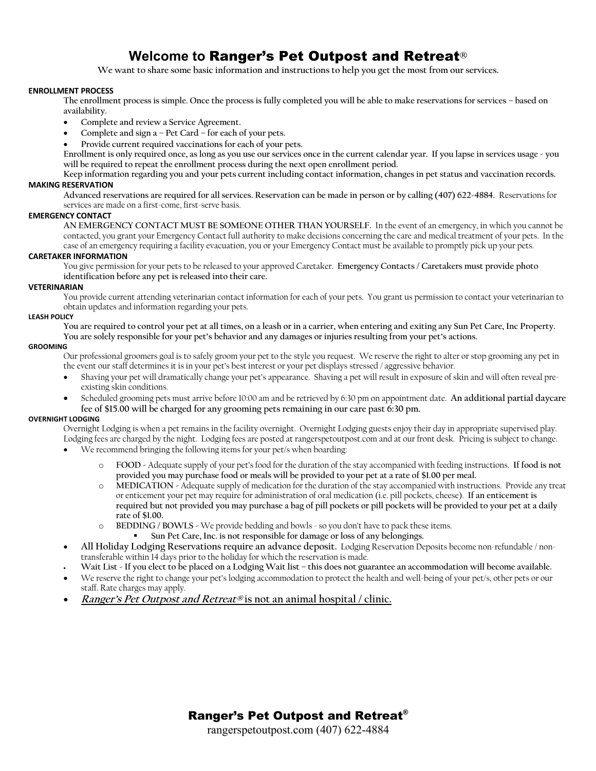# Welcome to **Ranger's Pet Outpost and Retreat**®

**We want to share some basic information and instructions to help you get the most from our services.**

### ENROLLMENT PROCESS

**The enrollment process is simple. Once the process is fully completed you will be able to make reservations for services – based on availability.**

- **Complete and review a Service Agreement.**
- **Complete and sign a – Pet Card – for each of your pets.**
- **Provide current required vaccinations for each of your pets.**

**Enrollment is only required once, as long as you use our services once in the current calendar year. If you lapse in services usage - you will be required to repeat the enrollment process during the next open enrollment period.**

**Keep information regarding you and your pets current including contact information, changes in pet status and vaccination records.**

### MAKING RESERVATION

**Advanced reservations are required for all services. Reservation can be made in person or by calling (407) 622-4884.** Reservations for services are made on a first-come, first-serve basis.

### EMERGENCY CONTACT

**AN EMERGENCY CONTACT MUST BE SOMEONE OTHER THAN YOURSELF.** In the event of an emergency, in which you cannot be contacted, you grant your Emergency Contact full authority to make decisions concerning the care and medical treatment of your pets. In the case of an emergency requiring a facility evacuation, you or your Emergency Contact must be available to promptly pick up your pets.

### CARETAKER INFORMATION

You give permission for your pets to be released to your approved Caretaker. **Emergency Contacts / Caretakers must provide photo identification before any pet is released into their care.**

### VETERINARIAN

You provide current attending veterinarian contact information for each of your pets. You grant us permission to contact your veterinarian to obtain updates and information regarding your pets.

### LEASH POLICY

**You are required to control your pet at all times, on a leash or in a carrier, when entering and exiting any Sun Pet Care, Inc Property. You are solely responsible for your pet's behavior and any damages or injuries resulting from your pet's actions.**

### GROOMING

Our professional groomers goal is to safely groom your pet to the style you request. We reserve the right to alter or stop grooming any pet in the event our staff determines it is in your pet's best interest or your pet displays stressed / aggressive behavior.

- Shaving your pet will dramatically change your pet's appearance. Shaving a pet will result in exposure of skin and will often reveal pre-existing skin conditions.
- Scheduled grooming pets must arrive before 10:00 am and be retrieved by 6:30 pm on appointment date. **An additional partial daycare fee of $15.00 will be charged for any grooming pets remaining in our care past 6:30 pm.**

### OVERNIGHT LODGING

Overnight Lodging is when a pet remains in the facility overnight. Overnight Lodging guests enjoy their day in appropriate supervised play. Lodging fees are charged by the night. Lodging fees are posted at rangerspetoutpost.com and at our front desk. Pricing is subject to change.

- We recommend bringing the following items for your pet/s when boarding:
  - **FOOD** - Adequate supply of your pet's food for the duration of the stay accompanied with feeding instructions. **If food is not provided you may purchase food or meals will be provided to your pet at a rate of $1.00 per meal.**
  - **MEDICATION** - Adequate supply of medication for the duration of the stay accompanied with instructions. Provide any treat or enticement your pet may require for administration of oral medication (i.e. pill pockets, cheese). **If an enticement is required but not provided you may purchase a bag of pill pockets or pill pockets will be provided to your pet at a daily rate of $1.00.**
  - **BEDDING / BOWLS** - We provide bedding and bowls - so you don't have to pack these items.
    - **Sun Pet Care, Inc. is not responsible for damage or loss of any belongings.**
- **All Holiday Lodging Reservations require an advance deposit.** Lodging Reservation Deposits become non-refundable / non-transferable within 14 days prior to the holiday for which the reservation is made.
- **Wait List - If you elect to be placed on a Lodging Wait list – this does not guarantee an accommodation will become available.**
- We reserve the right to change your pet's lodging accommodation to protect the health and well-being of your pet/s, other pets or our staff. Rate charges may apply.
- ***Ranger's Pet Outpost and Retreat®* is not an animal hospital / clinic.**

**Ranger's Pet Outpost and Retreat®**
rangerspetoutpost.com (407) 622-4884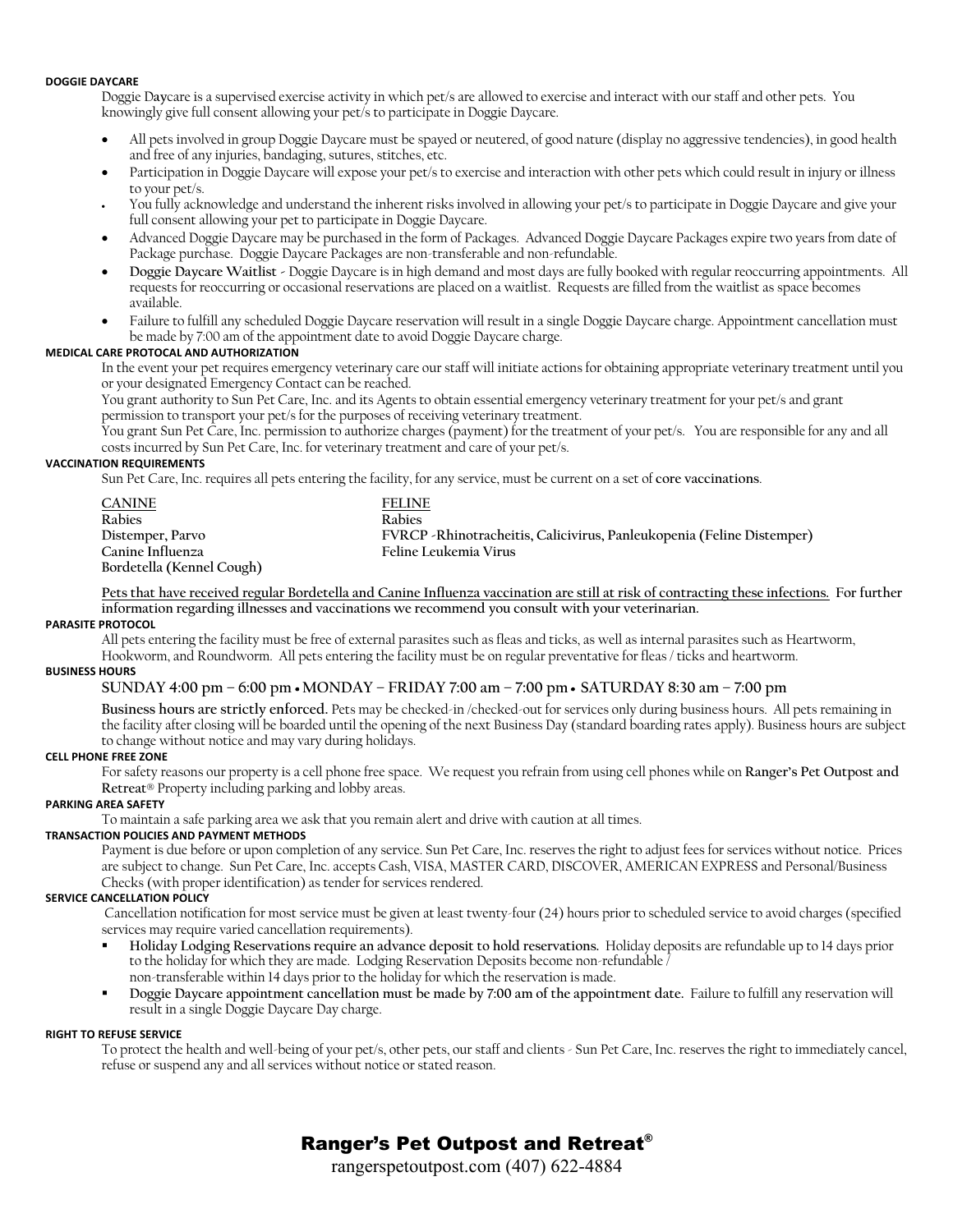## DOGGIE DAYCARE

Doggie Daycare is a supervised exercise activity in which pet/s are allowed to exercise and interact with our staff and other pets. You knowingly give full consent allowing your pet/s to participate in Doggie Daycare.

- All pets involved in group Doggie Daycare must be spayed or neutered, of good nature (display no aggressive tendencies), in good health and free of any injuries, bandaging, sutures, stitches, etc.
- Participation in Doggie Daycare will expose your pet/s to exercise and interaction with other pets which could result in injury or illness to your pet/s.
- You fully acknowledge and understand the inherent risks involved in allowing your pet/s to participate in Doggie Daycare and give your full consent allowing your pet to participate in Doggie Daycare.
- Advanced Doggie Daycare may be purchased in the form of Packages. Advanced Doggie Daycare Packages expire two years from date of Package purchase. Doggie Daycare Packages are non-transferable and non-refundable.
- **Doggie Daycare Waitlist** - Doggie Daycare is in high demand and most days are fully booked with regular reoccurring appointments. All requests for reoccurring or occasional reservations are placed on a waitlist. Requests are filled from the waitlist as space becomes available.
- Failure to fulfill any scheduled Doggie Daycare reservation will result in a single Doggie Daycare charge. Appointment cancellation must be made by 7:00 am of the appointment date to avoid Doggie Daycare charge.

## MEDICAL CARE PROTOCAL AND AUTHORIZATION

In the event your pet requires emergency veterinary care our staff will initiate actions for obtaining appropriate veterinary treatment until you or your designated Emergency Contact can be reached.

You grant authority to Sun Pet Care, Inc. and its Agents to obtain essential emergency veterinary treatment for your pet/s and grant permission to transport your pet/s for the purposes of receiving veterinary treatment.

You grant Sun Pet Care, Inc. permission to authorize charges (payment) for the treatment of your pet/s. You are responsible for any and all costs incurred by Sun Pet Care, Inc. for veterinary treatment and care of your pet/s.

## VACCINATION REQUIREMENTS

Sun Pet Care, Inc. requires all pets entering the facility, for any service, must be current on a set of **core vaccinations**.

| CANINE | FELINE |
|---|---|
| **Rabies** | **Rabies** |
| **Distemper, Parvo** | **FVRCP -Rhinotracheitis, Calicivirus, Panleukopenia (Feline Distemper)** |
| **Canine Influenza** | **Feline Leukemia Virus** |
| **Bordetella (Kennel Cough)** | |

**Pets that have received regular Bordetella and Canine Influenza vaccination are still at risk of contracting these infections. For further information regarding illnesses and vaccinations we recommend you consult with your veterinarian.**

## PARASITE PROTOCOL

All pets entering the facility must be free of external parasites such as fleas and ticks, as well as internal parasites such as Heartworm, Hookworm, and Roundworm. All pets entering the facility must be on regular preventative for fleas / ticks and heartworm.

## BUSINESS HOURS

**SUNDAY 4:00 pm – 6:00 pm • MONDAY – FRIDAY 7:00 am – 7:00 pm • SATURDAY 8:30 am – 7:00 pm**

**Business hours are strictly enforced.** Pets may be checked-in /checked-out for services only during business hours. All pets remaining in the facility after closing will be boarded until the opening of the next Business Day (standard boarding rates apply). Business hours are subject to change without notice and may vary during holidays.

## CELL PHONE FREE ZONE

For safety reasons our property is a cell phone free space. We request you refrain from using cell phones while on **Ranger's Pet Outpost and Retreat**® Property including parking and lobby areas.

## PARKING AREA SAFETY

To maintain a safe parking area we ask that you remain alert and drive with caution at all times.

## TRANSACTION POLICIES AND PAYMENT METHODS

Payment is due before or upon completion of any service. Sun Pet Care, Inc. reserves the right to adjust fees for services without notice. Prices are subject to change. Sun Pet Care, Inc. accepts Cash, VISA, MASTER CARD, DISCOVER, AMERICAN EXPRESS and Personal/Business Checks (with proper identification) as tender for services rendered.

## SERVICE CANCELLATION POLICY

Cancellation notification for most service must be given at least twenty-four (24) hours prior to scheduled service to avoid charges (specified services may require varied cancellation requirements).

- **Holiday Lodging Reservations require an advance deposit to hold reservations.** Holiday deposits are refundable up to 14 days prior to the holiday for which they are made. Lodging Reservation Deposits become non-refundable / non-transferable within 14 days prior to the holiday for which the reservation is made.
- **Doggie Daycare appointment cancellation must be made by 7:00 am of the appointment date.** Failure to fulfill any reservation will result in a single Doggie Daycare Day charge.

## RIGHT TO REFUSE SERVICE

To protect the health and well-being of your pet/s, other pets, our staff and clients - Sun Pet Care, Inc. reserves the right to immediately cancel, refuse or suspend any and all services without notice or stated reason.

**Ranger's Pet Outpost and Retreat®**

rangerspetoutpost.com (407) 622-4884